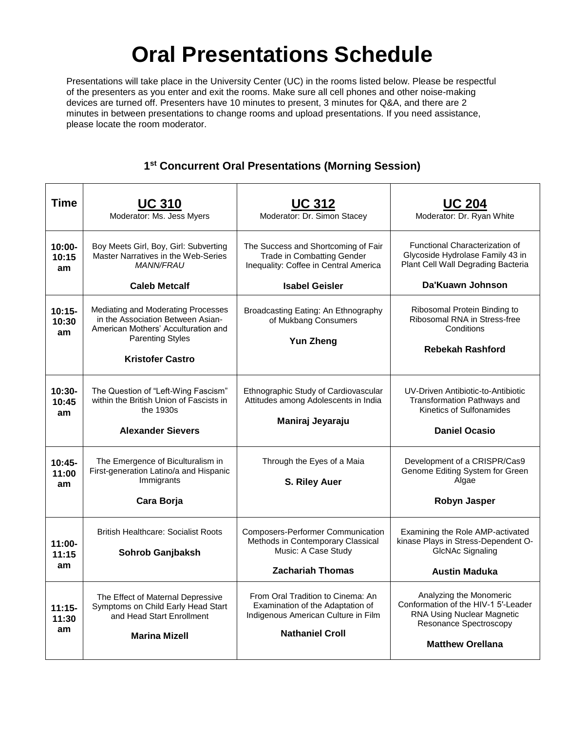# Oral Presentations Schedule

Presentations will take place in the University Center (UC) in the rooms listed below. Please be respectful of the presenters as you enter and exit the rooms. Make sure all cell phones and other noise-making devices are turned off. Presenters have 10 minutes to present, 3 minutes for Q&A, and there are 2 minutes in between presentations to change rooms and upload presentations. If you need assistance, please locate the room moderator.

## 1st Concurrent Oral Presentations (Morning Session)

| Time | UC 310<br>Moderator: Ms. Jess Myers | UC 312<br>Moderator: Dr. Simon Stacey | UC 204<br>Moderator: Dr. Ryan White |
|---|---|---|---|
| **10:00-10:15 am** | Boy Meets Girl, Boy, Girl: Subverting Master Narratives in the Web-Series *MANN/FRAU*<br>**Caleb Metcalf** | The Success and Shortcoming of Fair Trade in Combatting Gender Inequality: Coffee in Central America<br>**Isabel Geisler** | Functional Characterization of Glycoside Hydrolase Family 43 in Plant Cell Wall Degrading Bacteria<br>**Da'Kuawn Johnson** |
| **10:15-10:30 am** | Mediating and Moderating Processes in the Association Between Asian-American Mothers' Acculturation and Parenting Styles<br>**Kristofer Castro** | Broadcasting Eating: An Ethnography of Mukbang Consumers<br>**Yun Zheng** | Ribosomal Protein Binding to Ribosomal RNA in Stress-free Conditions<br>**Rebekah Rashford** |
| **10:30-10:45 am** | The Question of "Left-Wing Fascism" within the British Union of Fascists in the 1930s<br>**Alexander Sievers** | Ethnographic Study of Cardiovascular Attitudes among Adolescents in India<br>**Maniraj Jeyaraju** | UV-Driven Antibiotic-to-Antibiotic Transformation Pathways and Kinetics of Sulfonamides<br>**Daniel Ocasio** |
| **10:45-11:00 am** | The Emergence of Biculturalism in First-generation Latino/a and Hispanic Immigrants<br>**Cara Borja** | Through the Eyes of a Maia<br>**S. Riley Auer** | Development of a CRISPR/Cas9 Genome Editing System for Green Algae<br>**Robyn Jasper** |
| **11:00-11:15 am** | British Healthcare: Socialist Roots<br>**Sohrob Ganjbaksh** | Composers-Performer Communication Methods in Contemporary Classical Music: A Case Study<br>**Zachariah Thomas** | Examining the Role AMP-activated kinase Plays in Stress-Dependent O-GlcNAc Signaling<br>**Austin Maduka** |
| **11:15-11:30 am** | The Effect of Maternal Depressive Symptoms on Child Early Head Start and Head Start Enrollment<br>**Marina Mizell** | From Oral Tradition to Cinema: An Examination of the Adaptation of Indigenous American Culture in Film<br>**Nathaniel Croll** | Analyzing the Monomeric Conformation of the HIV-1 5′-Leader RNA Using Nuclear Magnetic Resonance Spectroscopy<br>**Matthew Orellana** |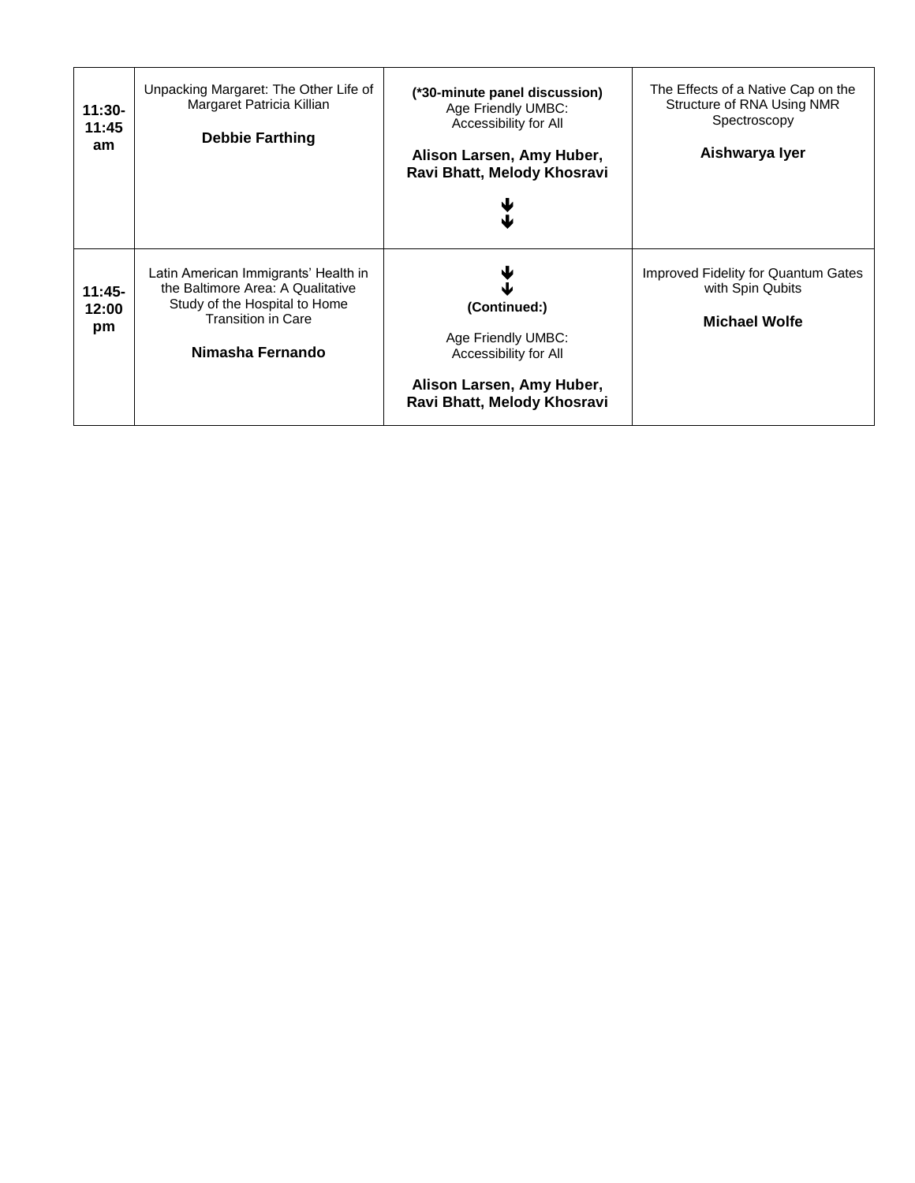| 11:30-11:45 am | Unpacking Margaret: The Other Life of Margaret Patricia Killian<br><br>**Debbie Farthing** | **(*30-minute panel discussion)**<br>Age Friendly UMBC: Accessibility for All<br><br>**Alison Larsen, Amy Huber, Ravi Bhatt, Melody Khosravi**<br><br>↓<br>↓ | The Effects of a Native Cap on the Structure of RNA Using NMR Spectroscopy<br><br>**Aishwarya Iyer** |
|---|---|---|---|
| **11:45-12:00 pm** | Latin American Immigrants' Health in the Baltimore Area: A Qualitative Study of the Hospital to Home Transition in Care<br><br>**Nimasha Fernando** | ↓<br>↓<br>**(Continued:)**<br><br>Age Friendly UMBC: Accessibility for All<br><br>**Alison Larsen, Amy Huber, Ravi Bhatt, Melody Khosravi** | Improved Fidelity for Quantum Gates with Spin Qubits<br><br>**Michael Wolfe** |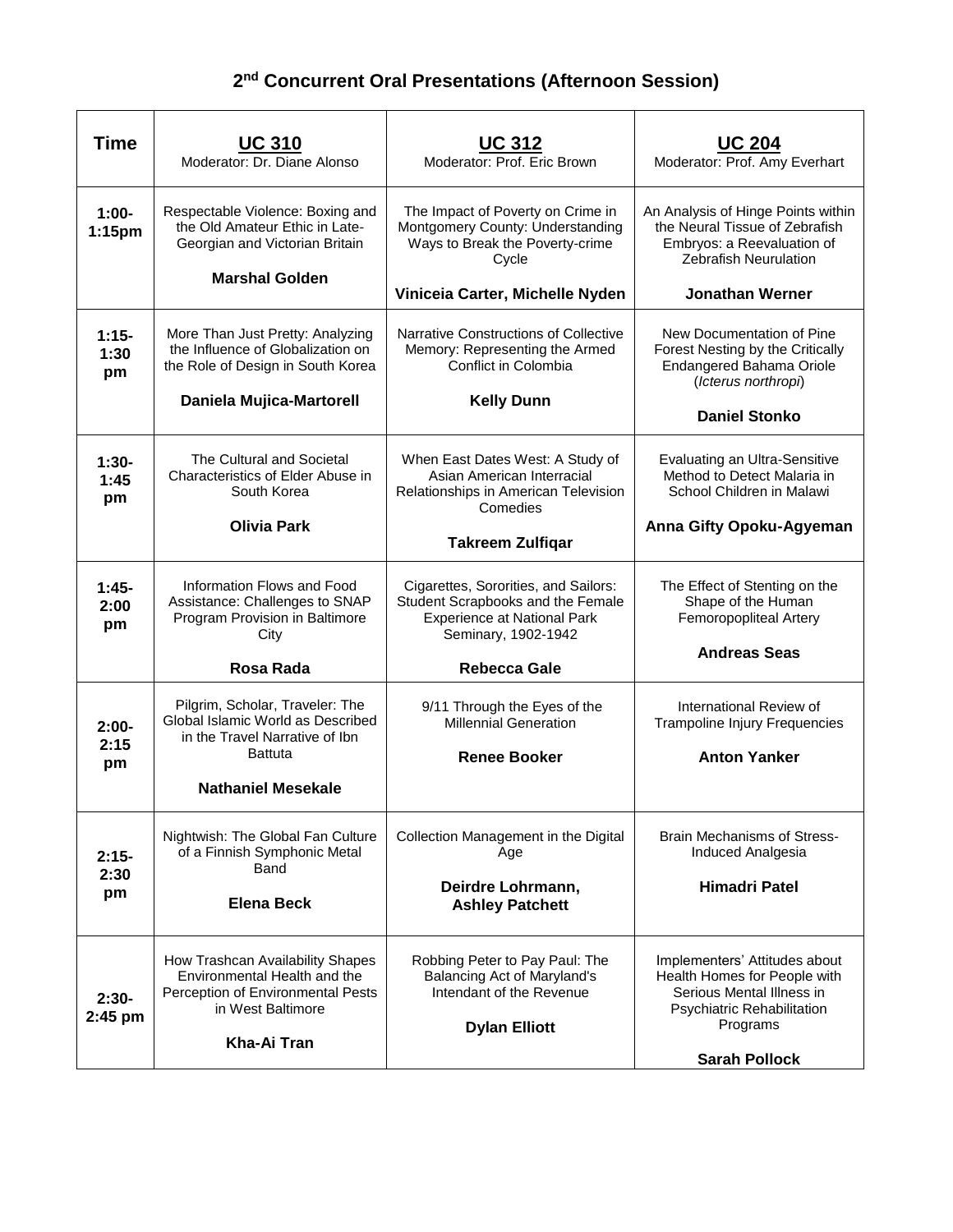# 2nd Concurrent Oral Presentations (Afternoon Session)

| Time | **UC 310** Moderator: Dr. Diane Alonso | **UC 312** Moderator: Prof. Eric Brown | **UC 204** Moderator: Prof. Amy Everhart |
|---|---|---|---|
| **1:00-1:15pm** | Respectable Violence: Boxing and the Old Amateur Ethic in Late-Georgian and Victorian Britain **Marshal Golden** | The Impact of Poverty on Crime in Montgomery County: Understanding Ways to Break the Poverty-crime Cycle **Viniceia Carter, Michelle Nyden** | An Analysis of Hinge Points within the Neural Tissue of Zebrafish Embryos: a Reevaluation of Zebrafish Neurulation **Jonathan Werner** |
| **1:15-1:30 pm** | More Than Just Pretty: Analyzing the Influence of Globalization on the Role of Design in South Korea **Daniela Mujica-Martorell** | Narrative Constructions of Collective Memory: Representing the Armed Conflict in Colombia **Kelly Dunn** | New Documentation of Pine Forest Nesting by the Critically Endangered Bahama Oriole (*Icterus northropi*) **Daniel Stonko** |
| **1:30-1:45 pm** | The Cultural and Societal Characteristics of Elder Abuse in South Korea **Olivia Park** | When East Dates West: A Study of Asian American Interracial Relationships in American Television Comedies **Takreem Zulfiqar** | Evaluating an Ultra-Sensitive Method to Detect Malaria in School Children in Malawi **Anna Gifty Opoku-Agyeman** |
| **1:45-2:00 pm** | Information Flows and Food Assistance: Challenges to SNAP Program Provision in Baltimore City **Rosa Rada** | Cigarettes, Sororities, and Sailors: Student Scrapbooks and the Female Experience at National Park Seminary, 1902-1942 **Rebecca Gale** | The Effect of Stenting on the Shape of the Human Femoropopliteal Artery **Andreas Seas** |
| **2:00-2:15 pm** | Pilgrim, Scholar, Traveler: The Global Islamic World as Described in the Travel Narrative of Ibn Battuta **Nathaniel Mesekale** | 9/11 Through the Eyes of the Millennial Generation **Renee Booker** | International Review of Trampoline Injury Frequencies **Anton Yanker** |
| **2:15-2:30 pm** | Nightwish: The Global Fan Culture of a Finnish Symphonic Metal Band **Elena Beck** | Collection Management in the Digital Age **Deirdre Lohrmann, Ashley Patchett** | Brain Mechanisms of Stress-Induced Analgesia **Himadri Patel** |
| **2:30-2:45 pm** | How Trashcan Availability Shapes Environmental Health and the Perception of Environmental Pests in West Baltimore **Kha-Ai Tran** | Robbing Peter to Pay Paul: The Balancing Act of Maryland's Intendant of the Revenue **Dylan Elliott** | Implementers' Attitudes about Health Homes for People with Serious Mental Illness in Psychiatric Rehabilitation Programs **Sarah Pollock** |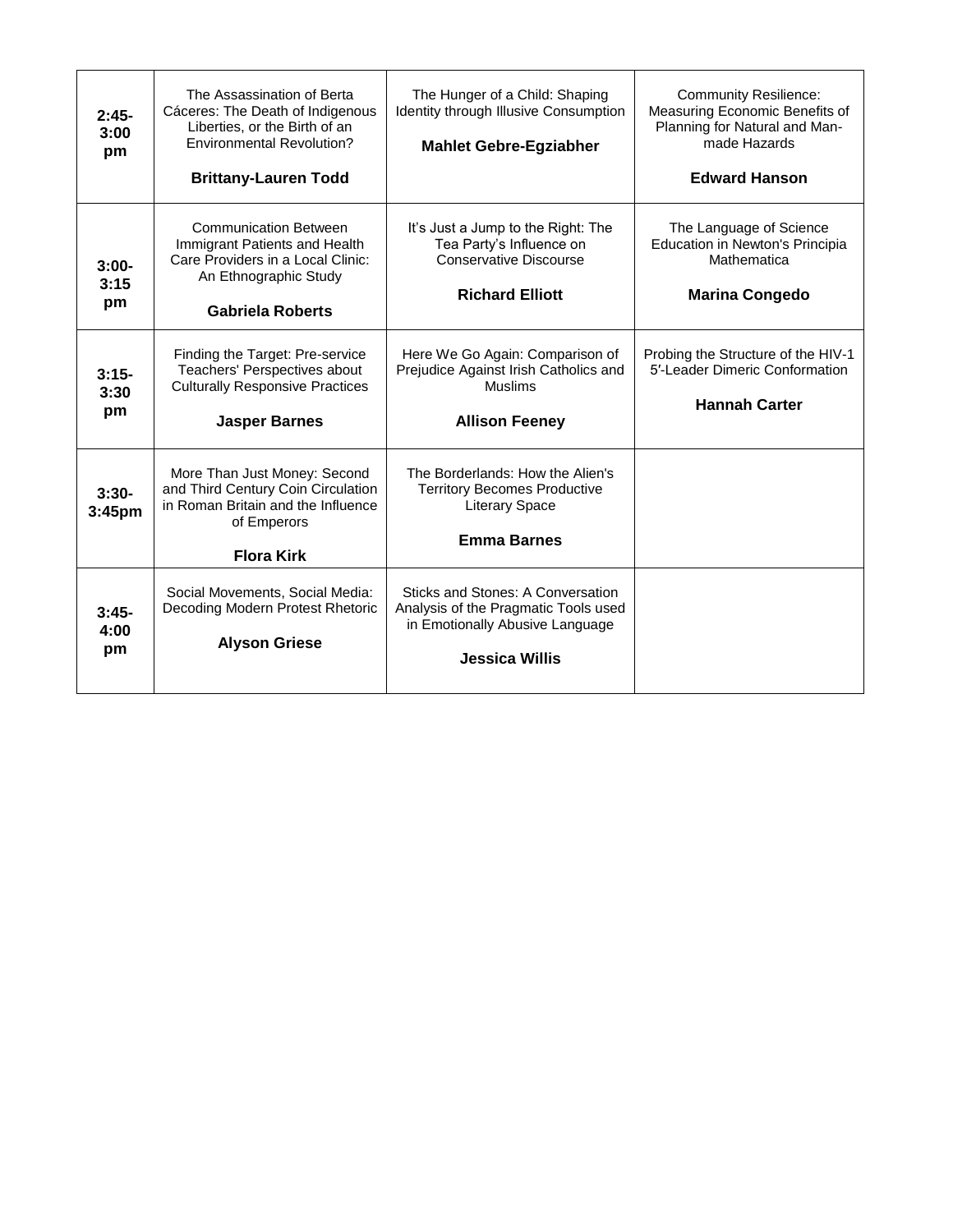| | | | |
|---|---|---|---|
| **2:45-3:00 pm** | The Assassination of Berta Cáceres: The Death of Indigenous Liberties, or the Birth of an Environmental Revolution? **Brittany-Lauren Todd** | The Hunger of a Child: Shaping Identity through Illusive Consumption **Mahlet Gebre-Egziabher** | Community Resilience: Measuring Economic Benefits of Planning for Natural and Man-made Hazards **Edward Hanson** |
| **3:00-3:15 pm** | Communication Between Immigrant Patients and Health Care Providers in a Local Clinic: An Ethnographic Study **Gabriela Roberts** | It's Just a Jump to the Right: The Tea Party's Influence on Conservative Discourse **Richard Elliott** | The Language of Science Education in Newton's Principia Mathematica **Marina Congedo** |
| **3:15-3:30 pm** | Finding the Target: Pre-service Teachers' Perspectives about Culturally Responsive Practices **Jasper Barnes** | Here We Go Again: Comparison of Prejudice Against Irish Catholics and Muslims **Allison Feeney** | Probing the Structure of the HIV-1 5′-Leader Dimeric Conformation **Hannah Carter** |
| **3:30-3:45pm** | More Than Just Money: Second and Third Century Coin Circulation in Roman Britain and the Influence of Emperors **Flora Kirk** | The Borderlands: How the Alien's Territory Becomes Productive Literary Space **Emma Barnes** | |
| **3:45-4:00 pm** | Social Movements, Social Media: Decoding Modern Protest Rhetoric **Alyson Griese** | Sticks and Stones: A Conversation Analysis of the Pragmatic Tools used in Emotionally Abusive Language **Jessica Willis** | |